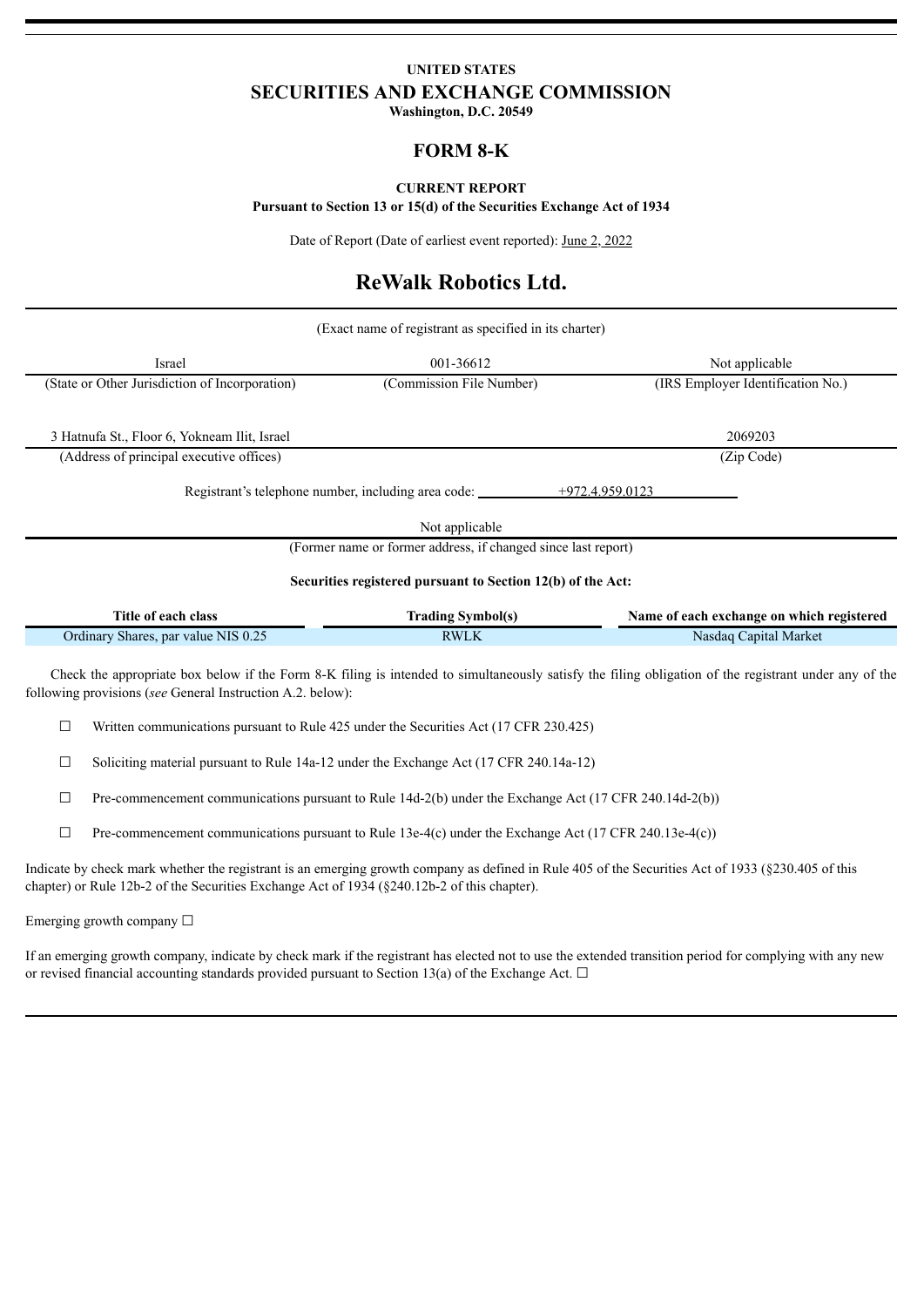**UNITED STATES**

# SECURITIES AND EXCHANGE COMMISSION

**Washington, D.C. 20549**

## FORM 8-K

**CURRENT REPORT**

**Pursuant to Section 13 or 15(d) of the Securities Exchange Act of 1934**

Date of Report (Date of earliest event reported): June 2, 2022

# ReWalk Robotics Ltd.

(Exact name of registrant as specified in its charter)

| Israel | 001-36612 | Not applicable |
|---|---|---|
| (State or Other Jurisdiction of Incorporation) | (Commission File Number) | (IRS Employer Identification No.) |

| 3 Hatnufa St., Floor 6, Yokneam Ilit, Israel | 2069203 |
|---|---|
| (Address of principal executive offices) | (Zip Code) |

Registrant's telephone number, including area code: +972.4.959.0123

Not applicable

(Former name or former address, if changed since last report)

**Securities registered pursuant to Section 12(b) of the Act:**

| Title of each class | Trading Symbol(s) | Name of each exchange on which registered |
|---|---|---|
| Ordinary Shares, par value NIS 0.25 | RWLK | Nasdaq Capital Market |

Check the appropriate box below if the Form 8-K filing is intended to simultaneously satisfy the filing obligation of the registrant under any of the following provisions (*see* General Instruction A.2. below):

☐ Written communications pursuant to Rule 425 under the Securities Act (17 CFR 230.425)

☐ Soliciting material pursuant to Rule 14a-12 under the Exchange Act (17 CFR 240.14a-12)

☐ Pre-commencement communications pursuant to Rule 14d-2(b) under the Exchange Act (17 CFR 240.14d-2(b))

☐ Pre-commencement communications pursuant to Rule 13e-4(c) under the Exchange Act (17 CFR 240.13e-4(c))

Indicate by check mark whether the registrant is an emerging growth company as defined in Rule 405 of the Securities Act of 1933 (§230.405 of this chapter) or Rule 12b-2 of the Securities Exchange Act of 1934 (§240.12b-2 of this chapter).

Emerging growth company ☐

If an emerging growth company, indicate by check mark if the registrant has elected not to use the extended transition period for complying with any new or revised financial accounting standards provided pursuant to Section 13(a) of the Exchange Act. ☐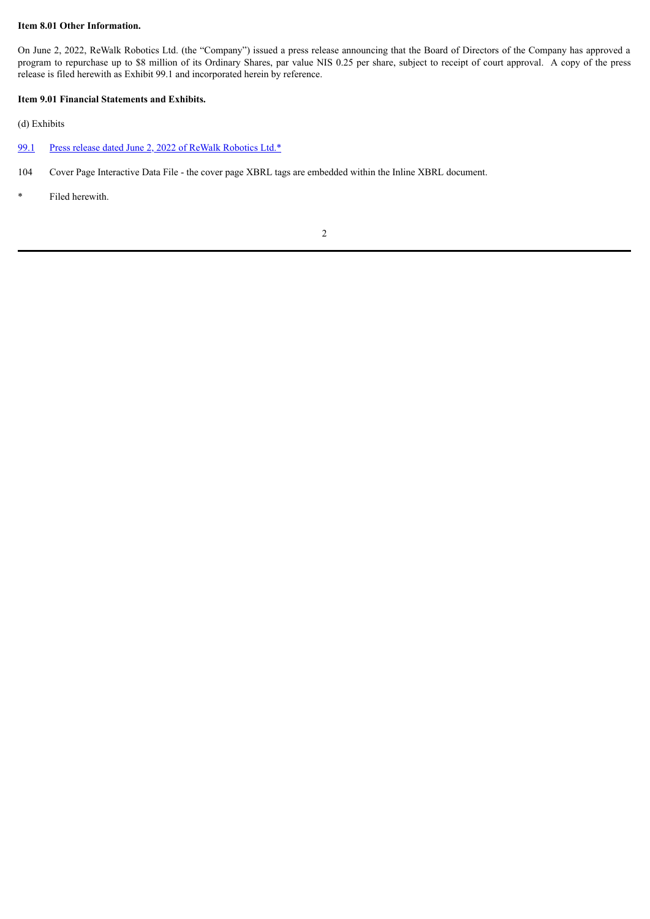**Item 8.01 Other Information.**

On June 2, 2022, ReWalk Robotics Ltd. (the "Company") issued a press release announcing that the Board of Directors of the Company has approved a program to repurchase up to $8 million of its Ordinary Shares, par value NIS 0.25 per share, subject to receipt of court approval. A copy of the press release is filed herewith as Exhibit 99.1 and incorporated herein by reference.

**Item 9.01 Financial Statements and Exhibits.**

(d) Exhibits

99.1 Press release dated June 2, 2022 of ReWalk Robotics Ltd.*

104 Cover Page Interactive Data File - the cover page XBRL tags are embedded within the Inline XBRL document.

\* Filed herewith.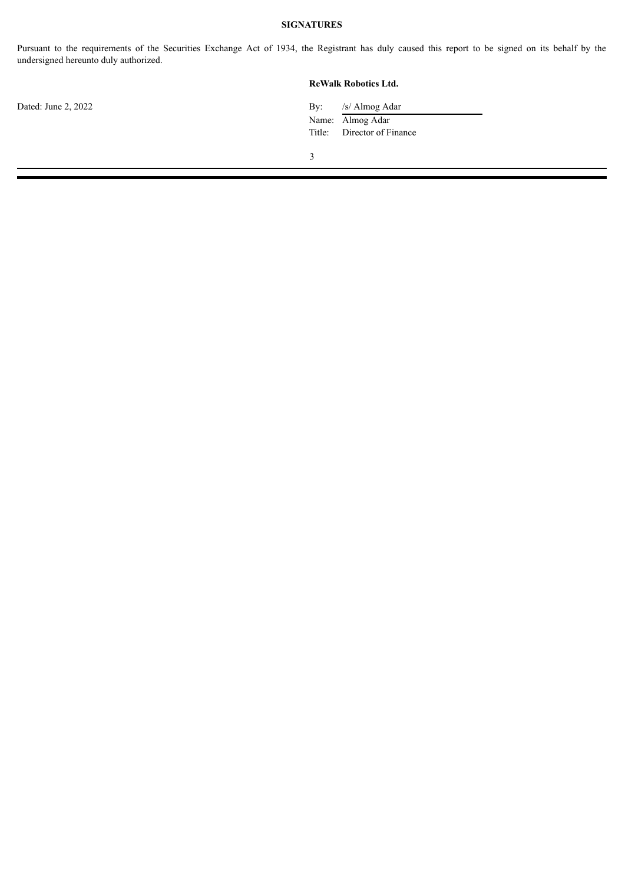**SIGNATURES**

Pursuant to the requirements of the Securities Exchange Act of 1934, the Registrant has duly caused this report to be signed on its behalf by the undersigned hereunto duly authorized.

**ReWalk Robotics Ltd.**

Dated: June 2, 2022

By: /s/ Almog Adar
Name: Almog Adar
Title: Director of Finance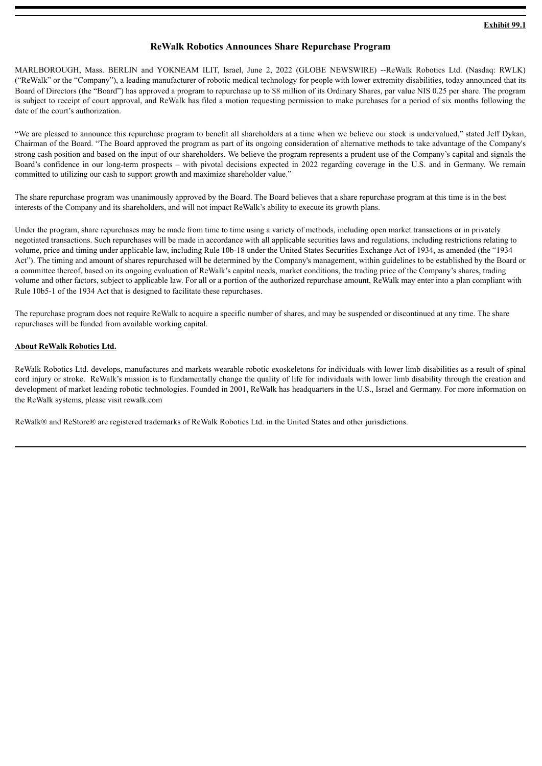**Exhibit 99.1**

# ReWalk Robotics Announces Share Repurchase Program

MARLBOROUGH, Mass. BERLIN and YOKNEAM ILIT, Israel, June 2, 2022 (GLOBE NEWSWIRE) --ReWalk Robotics Ltd. (Nasdaq: RWLK) ("ReWalk" or the "Company"), a leading manufacturer of robotic medical technology for people with lower extremity disabilities, today announced that its Board of Directors (the "Board") has approved a program to repurchase up to $8 million of its Ordinary Shares, par value NIS 0.25 per share. The program is subject to receipt of court approval, and ReWalk has filed a motion requesting permission to make purchases for a period of six months following the date of the court's authorization.

"We are pleased to announce this repurchase program to benefit all shareholders at a time when we believe our stock is undervalued," stated Jeff Dykan, Chairman of the Board. "The Board approved the program as part of its ongoing consideration of alternative methods to take advantage of the Company's strong cash position and based on the input of our shareholders. We believe the program represents a prudent use of the Company's capital and signals the Board's confidence in our long-term prospects – with pivotal decisions expected in 2022 regarding coverage in the U.S. and in Germany. We remain committed to utilizing our cash to support growth and maximize shareholder value."

The share repurchase program was unanimously approved by the Board. The Board believes that a share repurchase program at this time is in the best interests of the Company and its shareholders, and will not impact ReWalk's ability to execute its growth plans.

Under the program, share repurchases may be made from time to time using a variety of methods, including open market transactions or in privately negotiated transactions. Such repurchases will be made in accordance with all applicable securities laws and regulations, including restrictions relating to volume, price and timing under applicable law, including Rule 10b-18 under the United States Securities Exchange Act of 1934, as amended (the "1934 Act"). The timing and amount of shares repurchased will be determined by the Company's management, within guidelines to be established by the Board or a committee thereof, based on its ongoing evaluation of ReWalk's capital needs, market conditions, the trading price of the Company's shares, trading volume and other factors, subject to applicable law. For all or a portion of the authorized repurchase amount, ReWalk may enter into a plan compliant with Rule 10b5-1 of the 1934 Act that is designed to facilitate these repurchases.

The repurchase program does not require ReWalk to acquire a specific number of shares, and may be suspended or discontinued at any time. The share repurchases will be funded from available working capital.

**About ReWalk Robotics Ltd.**

ReWalk Robotics Ltd. develops, manufactures and markets wearable robotic exoskeletons for individuals with lower limb disabilities as a result of spinal cord injury or stroke. ReWalk's mission is to fundamentally change the quality of life for individuals with lower limb disability through the creation and development of market leading robotic technologies. Founded in 2001, ReWalk has headquarters in the U.S., Israel and Germany. For more information on the ReWalk systems, please visit rewalk.com

ReWalk® and ReStore® are registered trademarks of ReWalk Robotics Ltd. in the United States and other jurisdictions.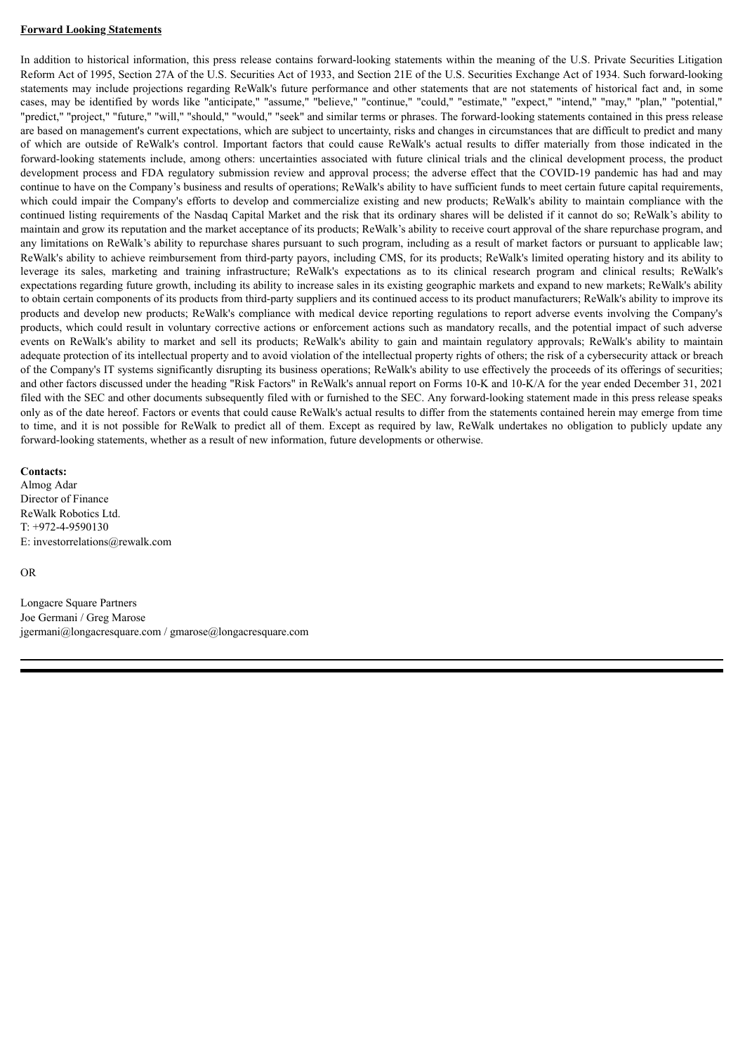**Forward Looking Statements**

In addition to historical information, this press release contains forward-looking statements within the meaning of the U.S. Private Securities Litigation Reform Act of 1995, Section 27A of the U.S. Securities Act of 1933, and Section 21E of the U.S. Securities Exchange Act of 1934. Such forward-looking statements may include projections regarding ReWalk's future performance and other statements that are not statements of historical fact and, in some cases, may be identified by words like "anticipate," "assume," "believe," "continue," "could," "estimate," "expect," "intend," "may," "plan," "potential," "predict," "project," "future," "will," "should," "would," "seek" and similar terms or phrases. The forward-looking statements contained in this press release are based on management's current expectations, which are subject to uncertainty, risks and changes in circumstances that are difficult to predict and many of which are outside of ReWalk's control. Important factors that could cause ReWalk's actual results to differ materially from those indicated in the forward-looking statements include, among others: uncertainties associated with future clinical trials and the clinical development process, the product development process and FDA regulatory submission review and approval process; the adverse effect that the COVID-19 pandemic has had and may continue to have on the Company's business and results of operations; ReWalk's ability to have sufficient funds to meet certain future capital requirements, which could impair the Company's efforts to develop and commercialize existing and new products; ReWalk's ability to maintain compliance with the continued listing requirements of the Nasdaq Capital Market and the risk that its ordinary shares will be delisted if it cannot do so; ReWalk's ability to maintain and grow its reputation and the market acceptance of its products; ReWalk's ability to receive court approval of the share repurchase program, and any limitations on ReWalk's ability to repurchase shares pursuant to such program, including as a result of market factors or pursuant to applicable law; ReWalk's ability to achieve reimbursement from third-party payors, including CMS, for its products; ReWalk's limited operating history and its ability to leverage its sales, marketing and training infrastructure; ReWalk's expectations as to its clinical research program and clinical results; ReWalk's expectations regarding future growth, including its ability to increase sales in its existing geographic markets and expand to new markets; ReWalk's ability to obtain certain components of its products from third-party suppliers and its continued access to its product manufacturers; ReWalk's ability to improve its products and develop new products; ReWalk's compliance with medical device reporting regulations to report adverse events involving the Company's products, which could result in voluntary corrective actions or enforcement actions such as mandatory recalls, and the potential impact of such adverse events on ReWalk's ability to market and sell its products; ReWalk's ability to gain and maintain regulatory approvals; ReWalk's ability to maintain adequate protection of its intellectual property and to avoid violation of the intellectual property rights of others; the risk of a cybersecurity attack or breach of the Company's IT systems significantly disrupting its business operations; ReWalk's ability to use effectively the proceeds of its offerings of securities; and other factors discussed under the heading "Risk Factors" in ReWalk's annual report on Forms 10-K and 10-K/A for the year ended December 31, 2021 filed with the SEC and other documents subsequently filed with or furnished to the SEC. Any forward-looking statement made in this press release speaks only as of the date hereof. Factors or events that could cause ReWalk's actual results to differ from the statements contained herein may emerge from time to time, and it is not possible for ReWalk to predict all of them. Except as required by law, ReWalk undertakes no obligation to publicly update any forward-looking statements, whether as a result of new information, future developments or otherwise.

**Contacts:**
Almog Adar
Director of Finance
ReWalk Robotics Ltd.
T: +972-4-9590130
E: investorrelations@rewalk.com

OR

Longacre Square Partners
Joe Germani / Greg Marose
jgermani@longacresquare.com / gmarose@longacresquare.com